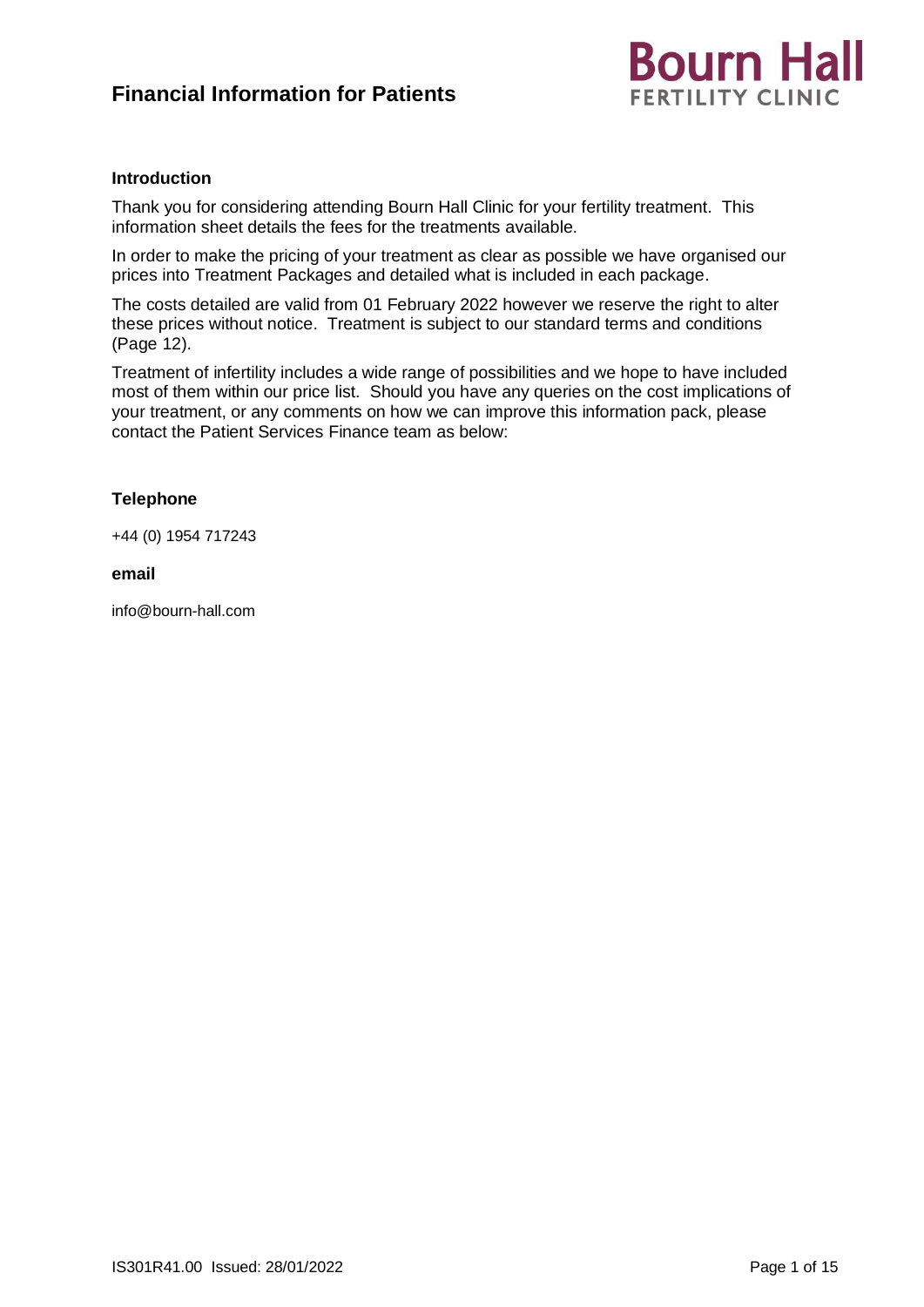# Financial Information for Patients

Bourn Hall
FERTILITY CLINIC

### Introduction

Thank you for considering attending Bourn Hall Clinic for your fertility treatment. This information sheet details the fees for the treatments available.

In order to make the pricing of your treatment as clear as possible we have organised our prices into Treatment Packages and detailed what is included in each package.

The costs detailed are valid from 01 February 2022 however we reserve the right to alter these prices without notice. Treatment is subject to our standard terms and conditions (Page 12).

Treatment of infertility includes a wide range of possibilities and we hope to have included most of them within our price list. Should you have any queries on the cost implications of your treatment, or any comments on how we can improve this information pack, please contact the Patient Services Finance team as below:

### Telephone

+44 (0) 1954 717243

### email

info@bourn-hall.com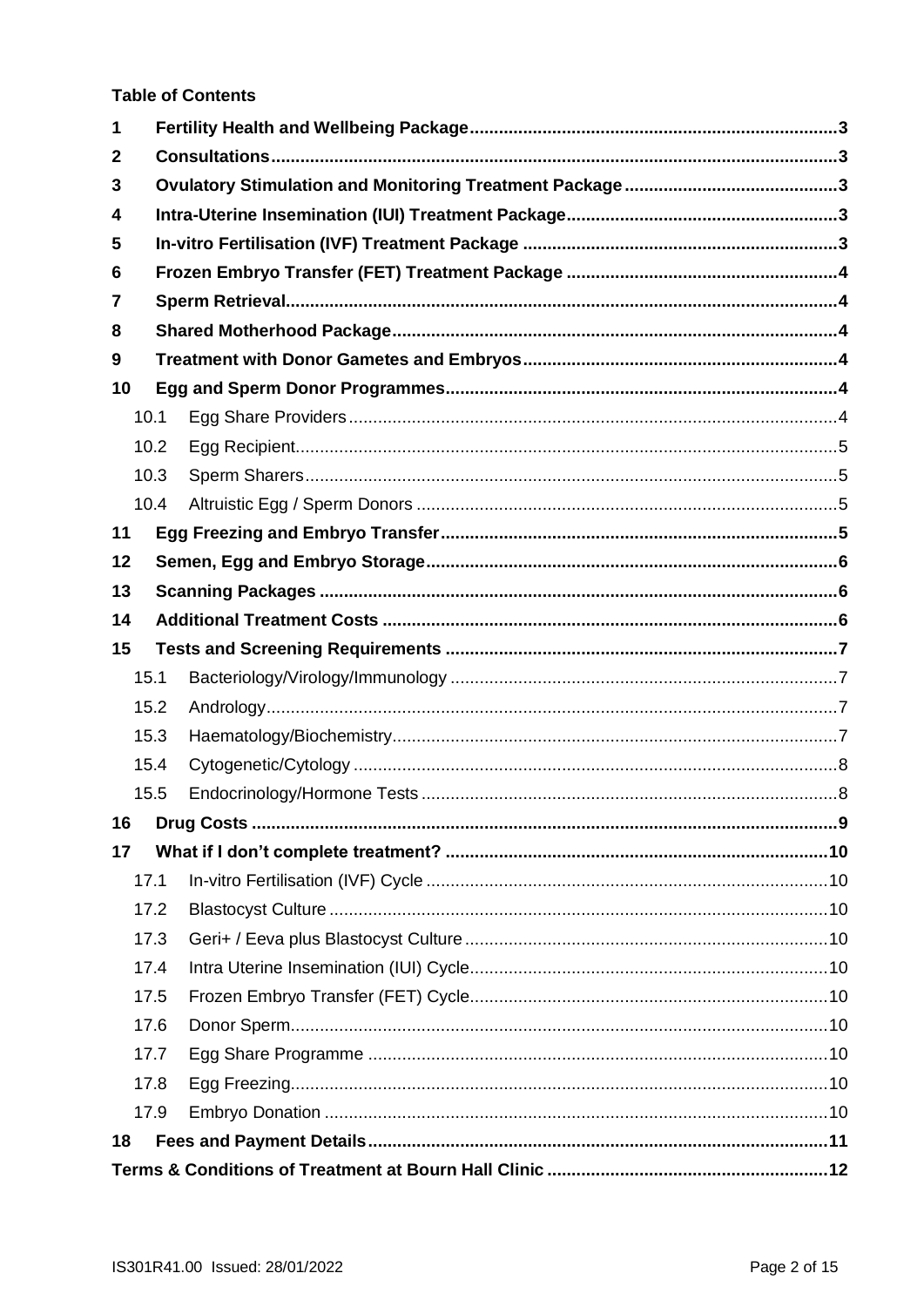**Table of Contents**

| | | |
|---|---|---|
| **1** | **Fertility Health and Wellbeing Package** | **3** |
| **2** | **Consultations** | **3** |
| **3** | **Ovulatory Stimulation and Monitoring Treatment Package** | **3** |
| **4** | **Intra-Uterine Insemination (IUI) Treatment Package** | **3** |
| **5** | **In-vitro Fertilisation (IVF) Treatment Package** | **3** |
| **6** | **Frozen Embryo Transfer (FET) Treatment Package** | **4** |
| **7** | **Sperm Retrieval** | **4** |
| **8** | **Shared Motherhood Package** | **4** |
| **9** | **Treatment with Donor Gametes and Embryos** | **4** |
| **10** | **Egg and Sperm Donor Programmes** | **4** |
| 10.1 | Egg Share Providers | 4 |
| 10.2 | Egg Recipient | 5 |
| 10.3 | Sperm Sharers | 5 |
| 10.4 | Altruistic Egg / Sperm Donors | 5 |
| **11** | **Egg Freezing and Embryo Transfer** | **5** |
| **12** | **Semen, Egg and Embryo Storage** | **6** |
| **13** | **Scanning Packages** | **6** |
| **14** | **Additional Treatment Costs** | **6** |
| **15** | **Tests and Screening Requirements** | **7** |
| 15.1 | Bacteriology/Virology/Immunology | 7 |
| 15.2 | Andrology | 7 |
| 15.3 | Haematology/Biochemistry | 7 |
| 15.4 | Cytogenetic/Cytology | 8 |
| 15.5 | Endocrinology/Hormone Tests | 8 |
| **16** | **Drug Costs** | **9** |
| **17** | **What if I don't complete treatment?** | **10** |
| 17.1 | In-vitro Fertilisation (IVF) Cycle | 10 |
| 17.2 | Blastocyst Culture | 10 |
| 17.3 | Geri+ / Eeva plus Blastocyst Culture | 10 |
| 17.4 | Intra Uterine Insemination (IUI) Cycle | 10 |
| 17.5 | Frozen Embryo Transfer (FET) Cycle | 10 |
| 17.6 | Donor Sperm | 10 |
| 17.7 | Egg Share Programme | 10 |
| 17.8 | Egg Freezing | 10 |
| 17.9 | Embryo Donation | 10 |
| **18** | **Fees and Payment Details** | **11** |
| | **Terms & Conditions of Treatment at Bourn Hall Clinic** | **12** |

IS301R41.00 Issued: 28/01/2022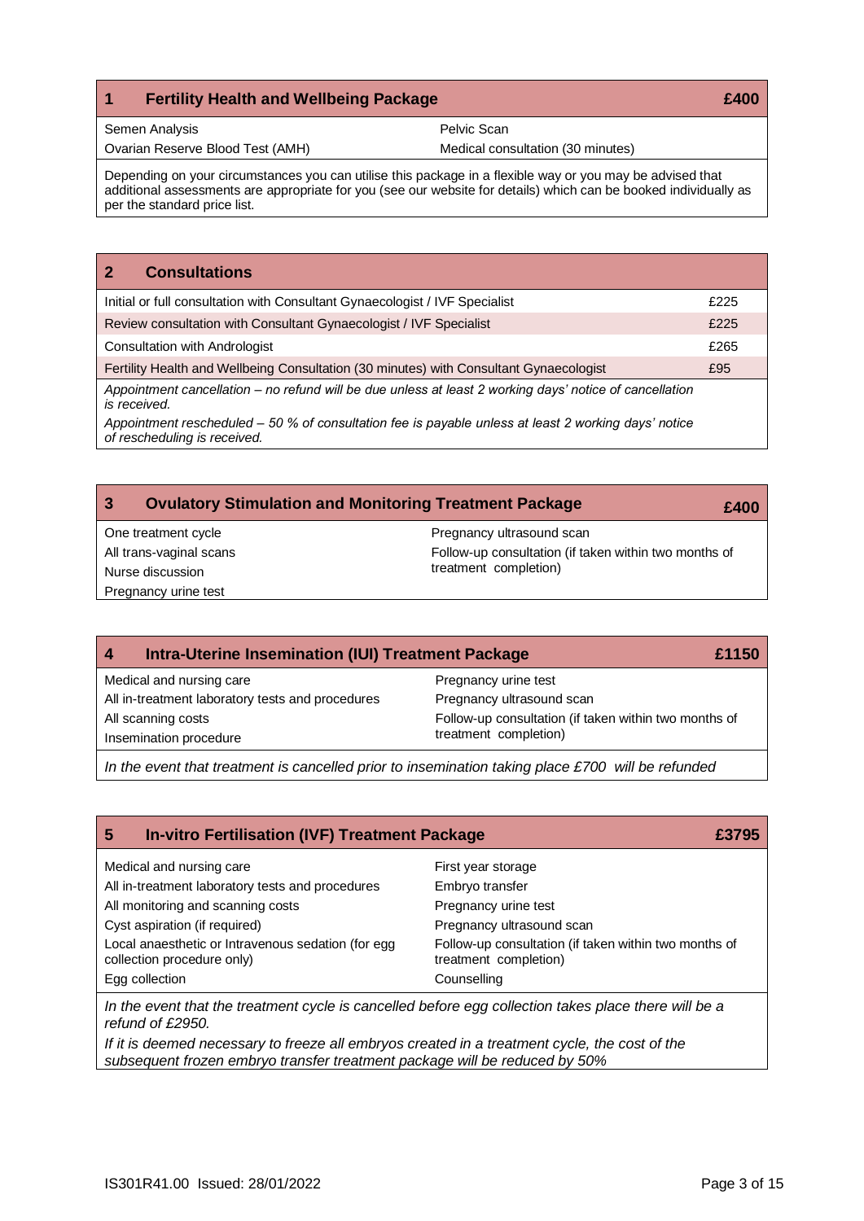## 1 Fertility Health and Wellbeing Package — £400

| | |
|---|---|
| Semen Analysis | Pelvic Scan |
| Ovarian Reserve Blood Test (AMH) | Medical consultation (30 minutes) |

Depending on your circumstances you can utilise this package in a flexible way or you may be advised that additional assessments are appropriate for you (see our website for details) which can be booked individually as per the standard price list.

## 2 Consultations

| Consultation | Price |
|---|---|
| Initial or full consultation with Consultant Gynaecologist / IVF Specialist | £225 |
| Review consultation with Consultant Gynaecologist / IVF Specialist | £225 |
| Consultation with Andrologist | £265 |
| Fertility Health and Wellbeing Consultation (30 minutes) with Consultant Gynaecologist | £95 |

*Appointment cancellation – no refund will be due unless at least 2 working days' notice of cancellation is received.*

*Appointment rescheduled – 50 % of consultation fee is payable unless at least 2 working days' notice of rescheduling is received.*

## 3 Ovulatory Stimulation and Monitoring Treatment Package — £400

| | |
|---|---|
| One treatment cycle | Pregnancy ultrasound scan |
| All trans-vaginal scans | Follow-up consultation (if taken within two months of treatment completion) |
| Nurse discussion | |
| Pregnancy urine test | |

## 4 Intra-Uterine Insemination (IUI) Treatment Package — £1150

| | |
|---|---|
| Medical and nursing care | Pregnancy urine test |
| All in-treatment laboratory tests and procedures | Pregnancy ultrasound scan |
| All scanning costs | Follow-up consultation (if taken within two months of treatment completion) |
| Insemination procedure | |

*In the event that treatment is cancelled prior to insemination taking place £700 will be refunded*

## 5 In-vitro Fertilisation (IVF) Treatment Package — £3795

| | |
|---|---|
| Medical and nursing care | First year storage |
| All in-treatment laboratory tests and procedures | Embryo transfer |
| All monitoring and scanning costs | Pregnancy urine test |
| Cyst aspiration (if required) | Pregnancy ultrasound scan |
| Local anaesthetic or Intravenous sedation (for egg collection procedure only) | Follow-up consultation (if taken within two months of treatment completion) |
| Egg collection | Counselling |

*In the event that the treatment cycle is cancelled before egg collection takes place there will be a refund of £2950.*

*If it is deemed necessary to freeze all embryos created in a treatment cycle, the cost of the subsequent frozen embryo transfer treatment package will be reduced by 50%*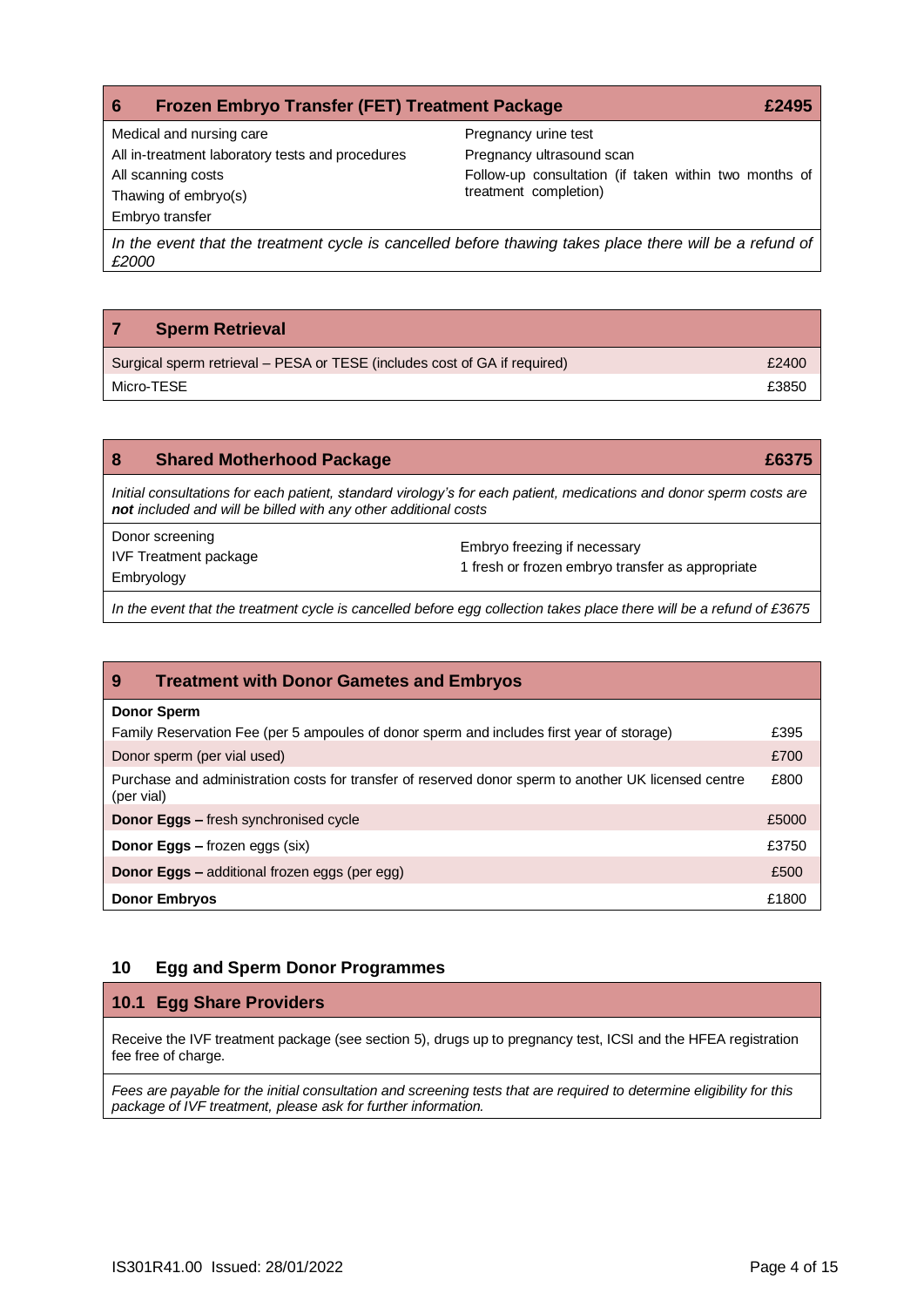## 6 Frozen Embryo Transfer (FET) Treatment Package — £2495

- Medical and nursing care
- All in-treatment laboratory tests and procedures
- All scanning costs
- Thawing of embryo(s)
- Embryo transfer
- Pregnancy urine test
- Pregnancy ultrasound scan
- Follow-up consultation (if taken within two months of treatment completion)

*In the event that the treatment cycle is cancelled before thawing takes place there will be a refund of £2000*

## 7 Sperm Retrieval

| Item | Price |
|---|---|
| Surgical sperm retrieval – PESA or TESE (includes cost of GA if required) | £2400 |
| Micro-TESE | £3850 |

## 8 Shared Motherhood Package — £6375

*Initial consultations for each patient, standard virology's for each patient, medications and donor sperm costs are* ***not*** *included and will be billed with any other additional costs*

- Donor screening
- IVF Treatment package
- Embryology
- Embryo freezing if necessary
- 1 fresh or frozen embryo transfer as appropriate

*In the event that the treatment cycle is cancelled before egg collection takes place there will be a refund of £3675*

## 9 Treatment with Donor Gametes and Embryos

| Item | Price |
|---|---|
| **Donor Sperm** | |
| Family Reservation Fee (per 5 ampoules of donor sperm and includes first year of storage) | £395 |
| Donor sperm (per vial used) | £700 |
| Purchase and administration costs for transfer of reserved donor sperm to another UK licensed centre (per vial) | £800 |
| **Donor Eggs –** fresh synchronised cycle | £5000 |
| **Donor Eggs –** frozen eggs (six) | £3750 |
| **Donor Eggs –** additional frozen eggs (per egg) | £500 |
| **Donor Embryos** | £1800 |

## 10 Egg and Sperm Donor Programmes

### 10.1 Egg Share Providers

Receive the IVF treatment package (see section 5), drugs up to pregnancy test, ICSI and the HFEA registration fee free of charge.

*Fees are payable for the initial consultation and screening tests that are required to determine eligibility for this package of IVF treatment, please ask for further information.*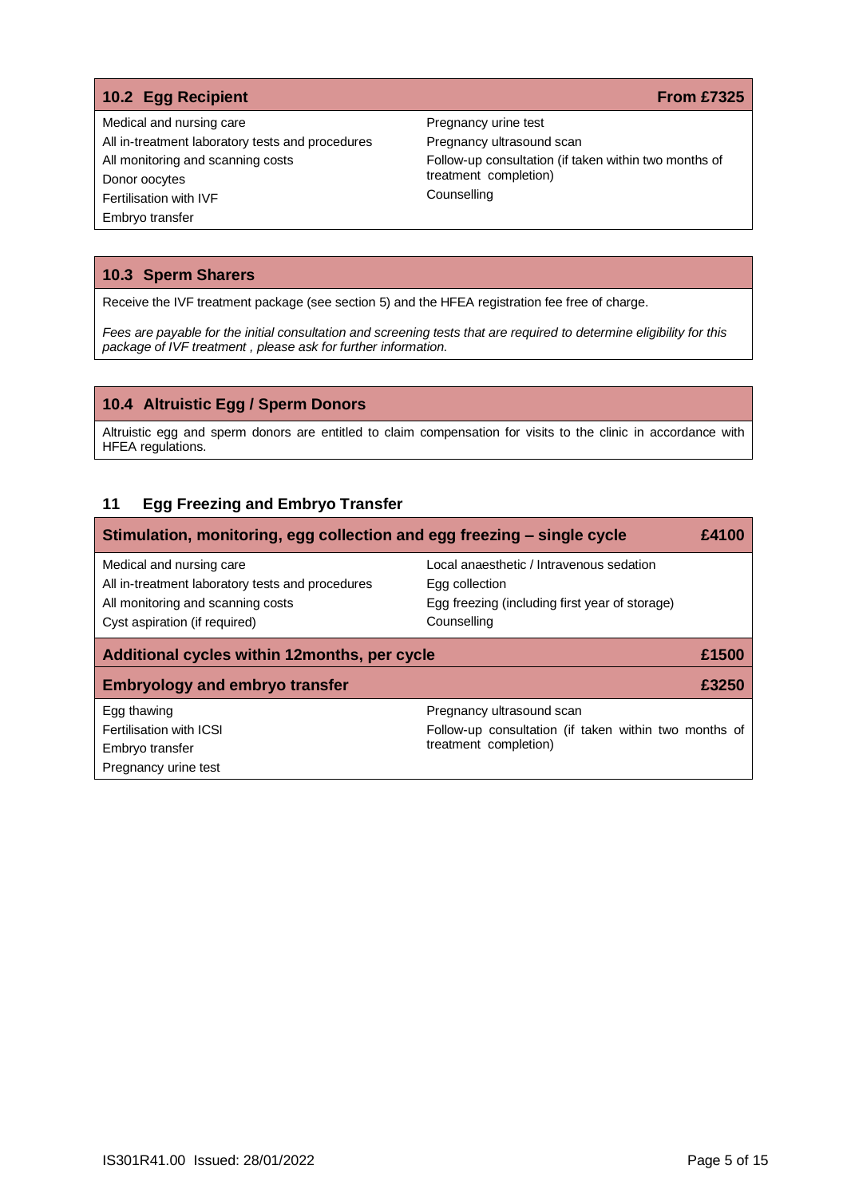### 10.2 Egg Recipient — From £7325

| | |
|---|---|
| Medical and nursing care | Pregnancy urine test |
| All in-treatment laboratory tests and procedures | Pregnancy ultrasound scan |
| All monitoring and scanning costs | Follow-up consultation (if taken within two months of treatment completion) |
| Donor oocytes | Counselling |
| Fertilisation with IVF | |
| Embryo transfer | |

### 10.3 Sperm Sharers

Receive the IVF treatment package (see section 5) and the HFEA registration fee free of charge.

*Fees are payable for the initial consultation and screening tests that are required to determine eligibility for this package of IVF treatment , please ask for further information.*

### 10.4 Altruistic Egg / Sperm Donors

Altruistic egg and sperm donors are entitled to claim compensation for visits to the clinic in accordance with HFEA regulations.

## 11 Egg Freezing and Embryo Transfer

| **Stimulation, monitoring, egg collection and egg freezing – single cycle** | **£4100** |
|---|---|
| Medical and nursing care | Local anaesthetic / Intravenous sedation |
| All in-treatment laboratory tests and procedures | Egg collection |
| All monitoring and scanning costs | Egg freezing (including first year of storage) |
| Cyst aspiration (if required) | Counselling |
| **Additional cycles within 12months, per cycle** | **£1500** |
| **Embryology and embryo transfer** | **£3250** |
| Egg thawing | Pregnancy ultrasound scan |
| Fertilisation with ICSI | Follow-up consultation (if taken within two months of treatment completion) |
| Embryo transfer | |
| Pregnancy urine test | |

IS301R41.00 Issued: 28/01/2022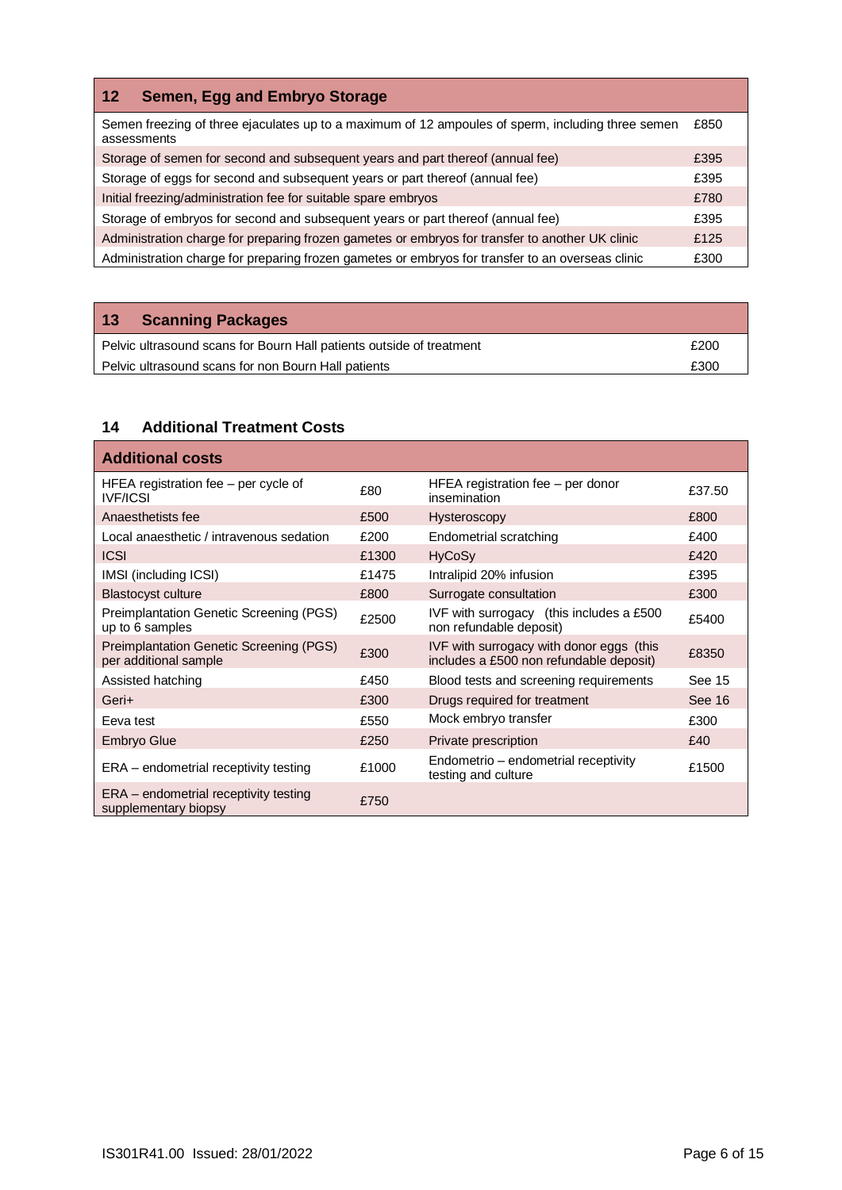## 12 Semen, Egg and Embryo Storage

| Item | Cost |
| --- | --- |
| Semen freezing of three ejaculates up to a maximum of 12 ampoules of sperm, including three semen assessments | £850 |
| Storage of semen for second and subsequent years and part thereof (annual fee) | £395 |
| Storage of eggs for second and subsequent years or part thereof (annual fee) | £395 |
| Initial freezing/administration fee for suitable spare embryos | £780 |
| Storage of embryos for second and subsequent years or part thereof (annual fee) | £395 |
| Administration charge for preparing frozen gametes or embryos for transfer to another UK clinic | £125 |
| Administration charge for preparing frozen gametes or embryos for transfer to an overseas clinic | £300 |

## 13 Scanning Packages

| Item | Cost |
| --- | --- |
| Pelvic ultrasound scans for Bourn Hall patients outside of treatment | £200 |
| Pelvic ultrasound scans for non Bourn Hall patients | £300 |

## 14 Additional Treatment Costs

| Additional costs | | | |
| --- | --- | --- | --- |
| HFEA registration fee – per cycle of IVF/ICSI | £80 | HFEA registration fee – per donor insemination | £37.50 |
| Anaesthetists fee | £500 | Hysteroscopy | £800 |
| Local anaesthetic / intravenous sedation | £200 | Endometrial scratching | £400 |
| ICSI | £1300 | HyCoSy | £420 |
| IMSI (including ICSI) | £1475 | Intralipid 20% infusion | £395 |
| Blastocyst culture | £800 | Surrogate consultation | £300 |
| Preimplantation Genetic Screening (PGS) up to 6 samples | £2500 | IVF with surrogacy (this includes a £500 non refundable deposit) | £5400 |
| Preimplantation Genetic Screening (PGS) per additional sample | £300 | IVF with surrogacy with donor eggs (this includes a £500 non refundable deposit) | £8350 |
| Assisted hatching | £450 | Blood tests and screening requirements | See 15 |
| Geri+ | £300 | Drugs required for treatment | See 16 |
| Eeva test | £550 | Mock embryo transfer | £300 |
| Embryo Glue | £250 | Private prescription | £40 |
| ERA – endometrial receptivity testing | £1000 | Endometrio – endometrial receptivity testing and culture | £1500 |
| ERA – endometrial receptivity testing supplementary biopsy | £750 | | |

IS301R41.00 Issued: 28/01/2022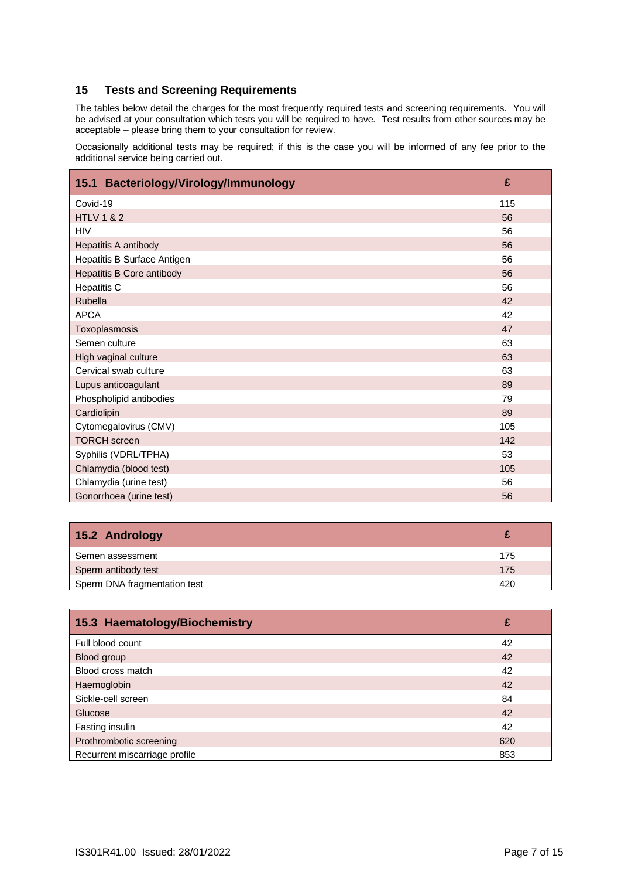## 15 Tests and Screening Requirements

The tables below detail the charges for the most frequently required tests and screening requirements. You will be advised at your consultation which tests you will be required to have. Test results from other sources may be acceptable – please bring them to your consultation for review.

Occasionally additional tests may be required; if this is the case you will be informed of any fee prior to the additional service being carried out.

| 15.1 Bacteriology/Virology/Immunology | £ |
|---|---|
| Covid-19 | 115 |
| HTLV 1 & 2 | 56 |
| HIV | 56 |
| Hepatitis A antibody | 56 |
| Hepatitis B Surface Antigen | 56 |
| Hepatitis B Core antibody | 56 |
| Hepatitis C | 56 |
| Rubella | 42 |
| APCA | 42 |
| Toxoplasmosis | 47 |
| Semen culture | 63 |
| High vaginal culture | 63 |
| Cervical swab culture | 63 |
| Lupus anticoagulant | 89 |
| Phospholipid antibodies | 79 |
| Cardiolipin | 89 |
| Cytomegalovirus (CMV) | 105 |
| TORCH screen | 142 |
| Syphilis (VDRL/TPHA) | 53 |
| Chlamydia (blood test) | 105 |
| Chlamydia (urine test) | 56 |
| Gonorrhoea (urine test) | 56 |

| 15.2 Andrology | £ |
|---|---|
| Semen assessment | 175 |
| Sperm antibody test | 175 |
| Sperm DNA fragmentation test | 420 |

| 15.3 Haematology/Biochemistry | £ |
|---|---|
| Full blood count | 42 |
| Blood group | 42 |
| Blood cross match | 42 |
| Haemoglobin | 42 |
| Sickle-cell screen | 84 |
| Glucose | 42 |
| Fasting insulin | 42 |
| Prothrombotic screening | 620 |
| Recurrent miscarriage profile | 853 |

IS301R41.00 Issued: 28/01/2022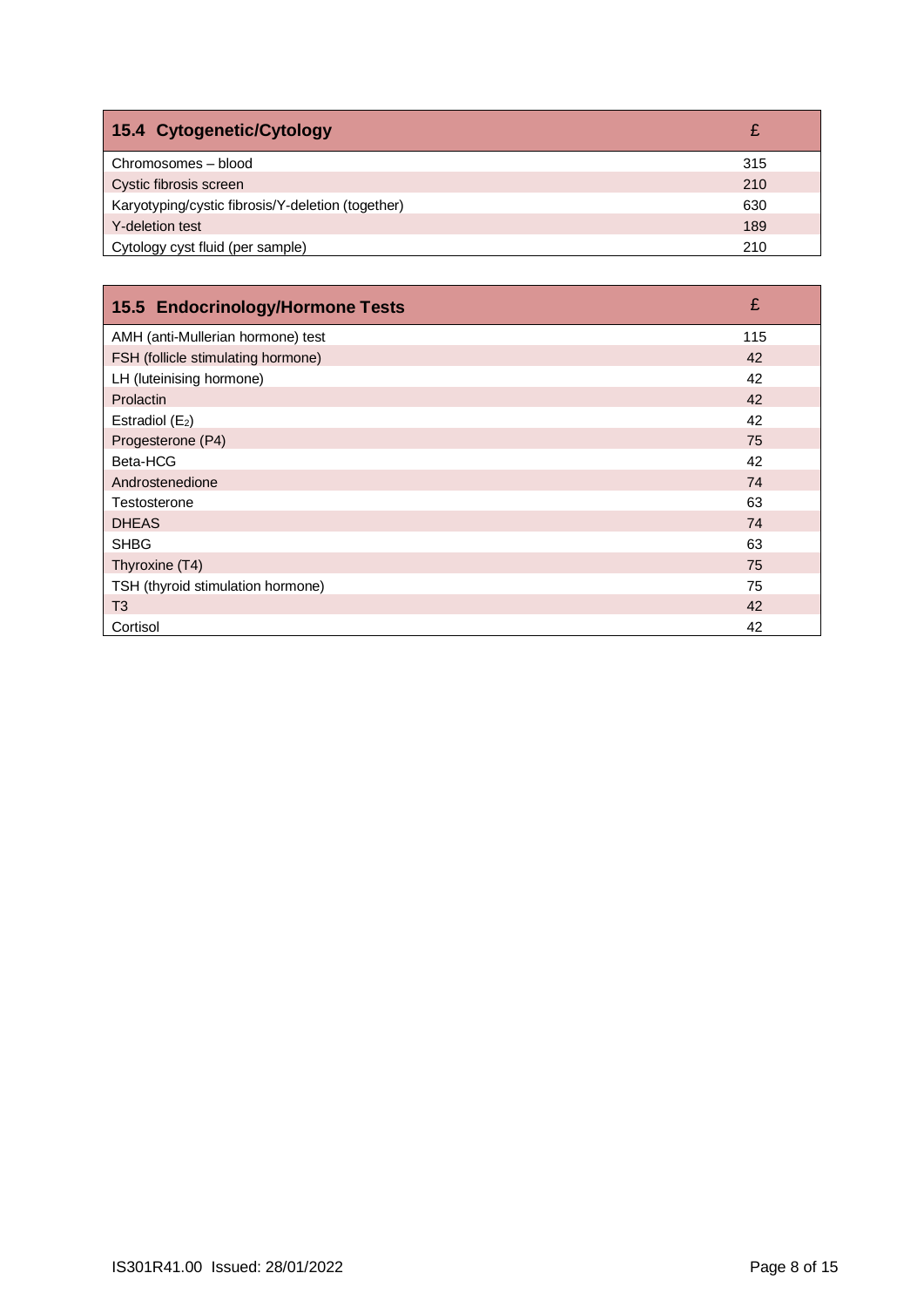| 15.4 Cytogenetic/Cytology | £ |
|---|---|
| Chromosomes – blood | 315 |
| Cystic fibrosis screen | 210 |
| Karyotyping/cystic fibrosis/Y-deletion (together) | 630 |
| Y-deletion test | 189 |
| Cytology cyst fluid (per sample) | 210 |

| 15.5 Endocrinology/Hormone Tests | £ |
|---|---|
| AMH (anti-Mullerian hormone) test | 115 |
| FSH (follicle stimulating hormone) | 42 |
| LH (luteinising hormone) | 42 |
| Prolactin | 42 |
| Estradiol ($E_2$) | 42 |
| Progesterone (P4) | 75 |
| Beta-HCG | 42 |
| Androstenedione | 74 |
| Testosterone | 63 |
| DHEAS | 74 |
| SHBG | 63 |
| Thyroxine (T4) | 75 |
| TSH (thyroid stimulation hormone) | 75 |
| T3 | 42 |
| Cortisol | 42 |

IS301R41.00 Issued: 28/01/2022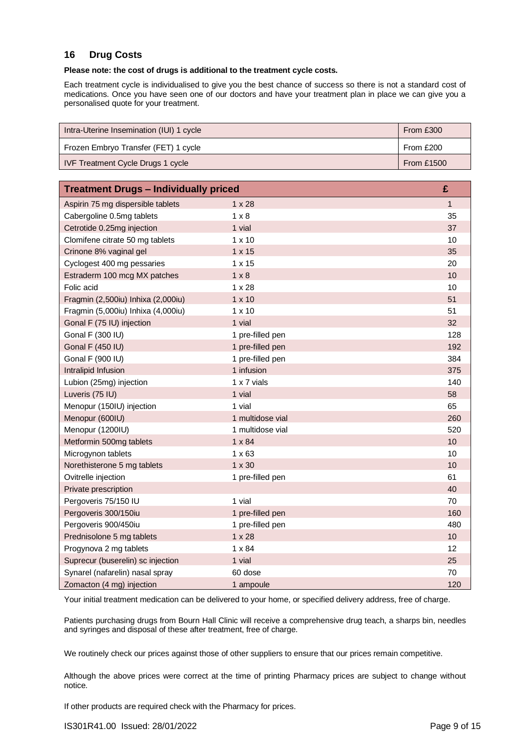## 16 Drug Costs

**Please note: the cost of drugs is additional to the treatment cycle costs.**

Each treatment cycle is individualised to give you the best chance of success so there is not a standard cost of medications. Once you have seen one of our doctors and have your treatment plan in place we can give you a personalised quote for your treatment.

| | |
|---|---|
| Intra-Uterine Insemination (IUI) 1 cycle | From £300 |
| Frozen Embryo Transfer (FET) 1 cycle | From £200 |
| IVF Treatment Cycle Drugs 1 cycle | From £1500 |

| Treatment Drugs – Individually priced | | £ |
|---|---|---|
| Aspirin 75 mg dispersible tablets | 1 x 28 | 1 |
| Cabergoline 0.5mg tablets | 1 x 8 | 35 |
| Cetrotide 0.25mg injection | 1 vial | 37 |
| Clomifene citrate 50 mg tablets | 1 x 10 | 10 |
| Crinone 8% vaginal gel | 1 x 15 | 35 |
| Cyclogest 400 mg pessaries | 1 x 15 | 20 |
| Estraderm 100 mcg MX patches | 1 x 8 | 10 |
| Folic acid | 1 x 28 | 10 |
| Fragmin (2,500iu) Inhixa (2,000iu) | 1 x 10 | 51 |
| Fragmin (5,000iu) Inhixa (4,000iu) | 1 x 10 | 51 |
| Gonal F (75 IU) injection | 1 vial | 32 |
| Gonal F (300 IU) | 1 pre-filled pen | 128 |
| Gonal F (450 IU) | 1 pre-filled pen | 192 |
| Gonal F (900 IU) | 1 pre-filled pen | 384 |
| Intralipid Infusion | 1 infusion | 375 |
| Lubion (25mg) injection | 1 x 7 vials | 140 |
| Luveris (75 IU) | 1 vial | 58 |
| Menopur (150IU) injection | 1 vial | 65 |
| Menopur (600IU) | 1 multidose vial | 260 |
| Menopur (1200IU) | 1 multidose vial | 520 |
| Metformin 500mg tablets | 1 x 84 | 10 |
| Microgynon tablets | 1 x 63 | 10 |
| Norethisterone 5 mg tablets | 1 x 30 | 10 |
| Ovitrelle injection | 1 pre-filled pen | 61 |
| Private prescription | | 40 |
| Pergoveris 75/150 IU | 1 vial | 70 |
| Pergoveris 300/150iu | 1 pre-filled pen | 160 |
| Pergoveris 900/450iu | 1 pre-filled pen | 480 |
| Prednisolone 5 mg tablets | 1 x 28 | 10 |
| Progynova 2 mg tablets | 1 x 84 | 12 |
| Suprecur (buserelin) sc injection | 1 vial | 25 |
| Synarel (nafarelin) nasal spray | 60 dose | 70 |
| Zomacton (4 mg) injection | 1 ampoule | 120 |

Your initial treatment medication can be delivered to your home, or specified delivery address, free of charge.

Patients purchasing drugs from Bourn Hall Clinic will receive a comprehensive drug teach, a sharps bin, needles and syringes and disposal of these after treatment, free of charge.

We routinely check our prices against those of other suppliers to ensure that our prices remain competitive.

Although the above prices were correct at the time of printing Pharmacy prices are subject to change without notice.

If other products are required check with the Pharmacy for prices.

IS301R41.00 Issued: 28/01/2022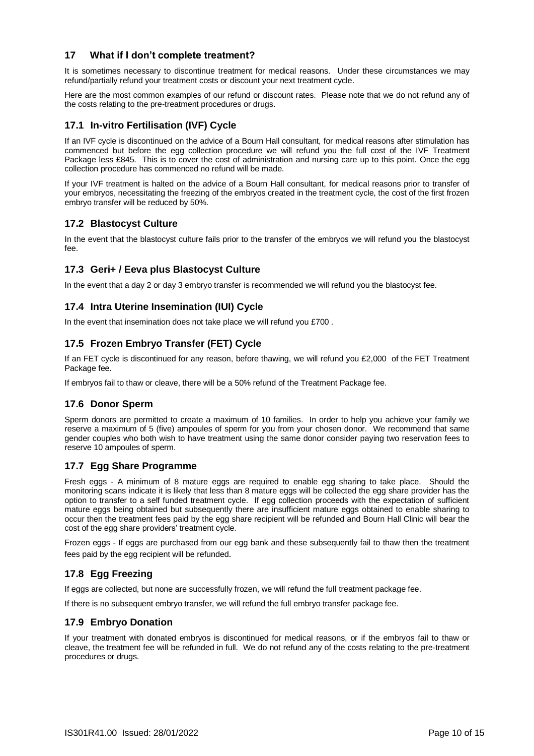## 17 What if I don't complete treatment?

It is sometimes necessary to discontinue treatment for medical reasons. Under these circumstances we may refund/partially refund your treatment costs or discount your next treatment cycle.

Here are the most common examples of our refund or discount rates. Please note that we do not refund any of the costs relating to the pre-treatment procedures or drugs.

### 17.1 In-vitro Fertilisation (IVF) Cycle

If an IVF cycle is discontinued on the advice of a Bourn Hall consultant, for medical reasons after stimulation has commenced but before the egg collection procedure we will refund you the full cost of the IVF Treatment Package less £845. This is to cover the cost of administration and nursing care up to this point. Once the egg collection procedure has commenced no refund will be made.

If your IVF treatment is halted on the advice of a Bourn Hall consultant, for medical reasons prior to transfer of your embryos, necessitating the freezing of the embryos created in the treatment cycle, the cost of the first frozen embryo transfer will be reduced by 50%.

### 17.2 Blastocyst Culture

In the event that the blastocyst culture fails prior to the transfer of the embryos we will refund you the blastocyst fee.

### 17.3 Geri+ / Eeva plus Blastocyst Culture

In the event that a day 2 or day 3 embryo transfer is recommended we will refund you the blastocyst fee.

### 17.4 Intra Uterine Insemination (IUI) Cycle

In the event that insemination does not take place we will refund you £700 .

### 17.5 Frozen Embryo Transfer (FET) Cycle

If an FET cycle is discontinued for any reason, before thawing, we will refund you £2,000 of the FET Treatment Package fee.

If embryos fail to thaw or cleave, there will be a 50% refund of the Treatment Package fee.

### 17.6 Donor Sperm

Sperm donors are permitted to create a maximum of 10 families. In order to help you achieve your family we reserve a maximum of 5 (five) ampoules of sperm for you from your chosen donor. We recommend that same gender couples who both wish to have treatment using the same donor consider paying two reservation fees to reserve 10 ampoules of sperm.

### 17.7 Egg Share Programme

Fresh eggs - A minimum of 8 mature eggs are required to enable egg sharing to take place. Should the monitoring scans indicate it is likely that less than 8 mature eggs will be collected the egg share provider has the option to transfer to a self funded treatment cycle. If egg collection proceeds with the expectation of sufficient mature eggs being obtained but subsequently there are insufficient mature eggs obtained to enable sharing to occur then the treatment fees paid by the egg share recipient will be refunded and Bourn Hall Clinic will bear the cost of the egg share providers' treatment cycle.

Frozen eggs - If eggs are purchased from our egg bank and these subsequently fail to thaw then the treatment fees paid by the egg recipient will be refunded.

### 17.8 Egg Freezing

If eggs are collected, but none are successfully frozen, we will refund the full treatment package fee.

If there is no subsequent embryo transfer, we will refund the full embryo transfer package fee.

### 17.9 Embryo Donation

If your treatment with donated embryos is discontinued for medical reasons, or if the embryos fail to thaw or cleave, the treatment fee will be refunded in full. We do not refund any of the costs relating to the pre-treatment procedures or drugs.

IS301R41.00 Issued: 28/01/2022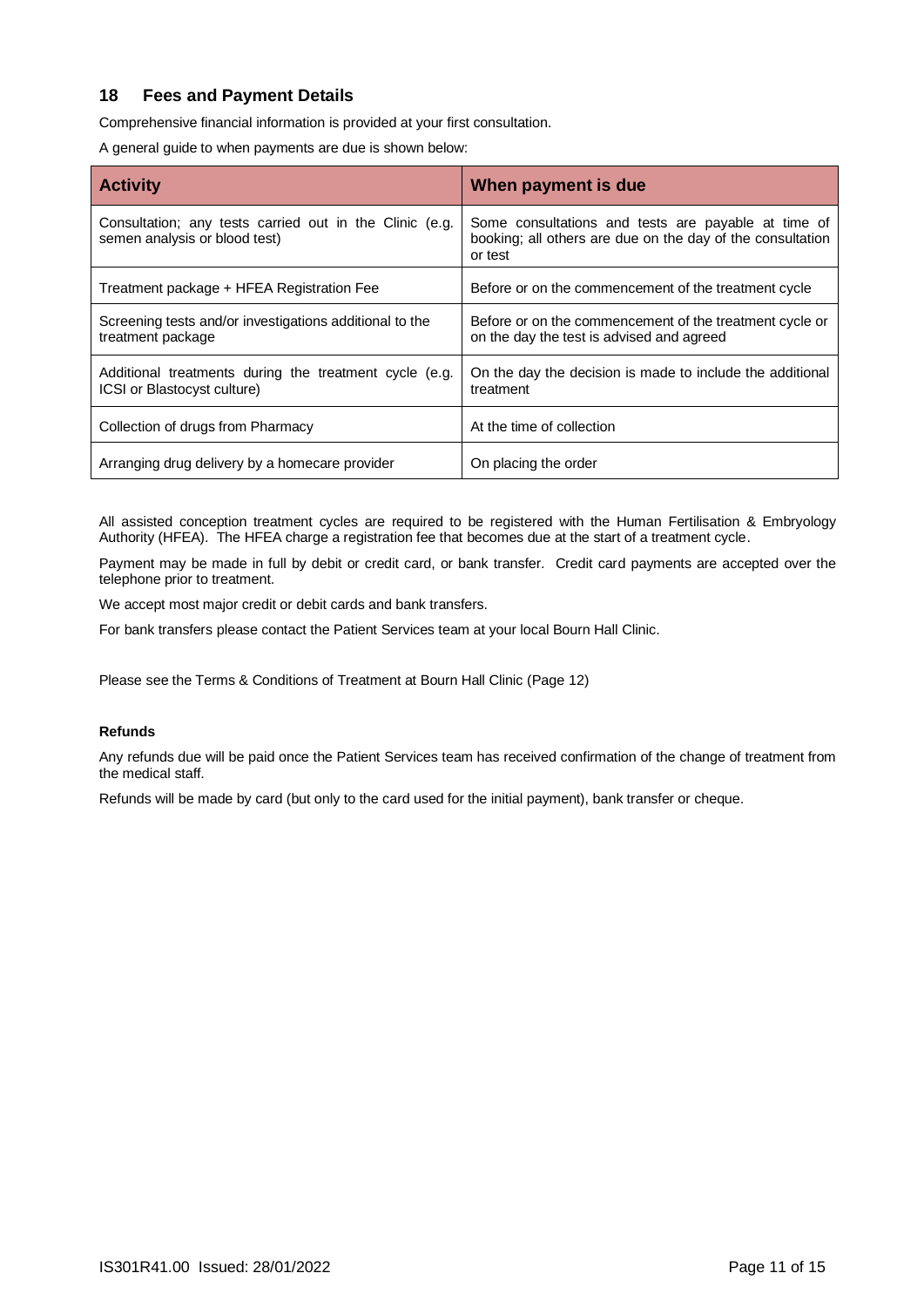## 18 Fees and Payment Details

Comprehensive financial information is provided at your first consultation.

A general guide to when payments are due is shown below:

| Activity | When payment is due |
|---|---|
| Consultation; any tests carried out in the Clinic (e.g. semen analysis or blood test) | Some consultations and tests are payable at time of booking; all others are due on the day of the consultation or test |
| Treatment package + HFEA Registration Fee | Before or on the commencement of the treatment cycle |
| Screening tests and/or investigations additional to the treatment package | Before or on the commencement of the treatment cycle or on the day the test is advised and agreed |
| Additional treatments during the treatment cycle (e.g. ICSI or Blastocyst culture) | On the day the decision is made to include the additional treatment |
| Collection of drugs from Pharmacy | At the time of collection |
| Arranging drug delivery by a homecare provider | On placing the order |

All assisted conception treatment cycles are required to be registered with the Human Fertilisation & Embryology Authority (HFEA). The HFEA charge a registration fee that becomes due at the start of a treatment cycle.

Payment may be made in full by debit or credit card, or bank transfer. Credit card payments are accepted over the telephone prior to treatment.

We accept most major credit or debit cards and bank transfers.

For bank transfers please contact the Patient Services team at your local Bourn Hall Clinic.

Please see the Terms & Conditions of Treatment at Bourn Hall Clinic (Page 12)

**Refunds**

Any refunds due will be paid once the Patient Services team has received confirmation of the change of treatment from the medical staff.

Refunds will be made by card (but only to the card used for the initial payment), bank transfer or cheque.

IS301R41.00 Issued: 28/01/2022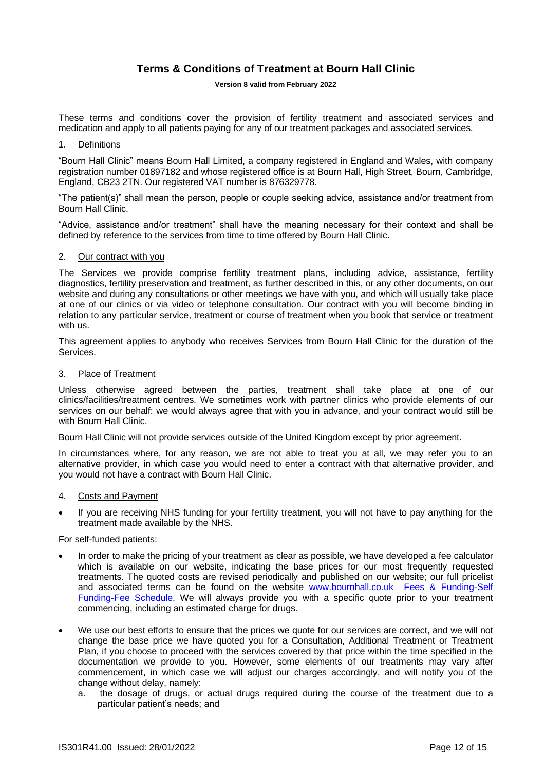# Terms & Conditions of Treatment at Bourn Hall Clinic

**Version 8 valid from February 2022**

These terms and conditions cover the provision of fertility treatment and associated services and medication and apply to all patients paying for any of our treatment packages and associated services.

## 1. Definitions

"Bourn Hall Clinic" means Bourn Hall Limited, a company registered in England and Wales, with company registration number 01897182 and whose registered office is at Bourn Hall, High Street, Bourn, Cambridge, England, CB23 2TN. Our registered VAT number is 876329778.

"The patient(s)" shall mean the person, people or couple seeking advice, assistance and/or treatment from Bourn Hall Clinic.

"Advice, assistance and/or treatment" shall have the meaning necessary for their context and shall be defined by reference to the services from time to time offered by Bourn Hall Clinic.

## 2. Our contract with you

The Services we provide comprise fertility treatment plans, including advice, assistance, fertility diagnostics, fertility preservation and treatment, as further described in this, or any other documents, on our website and during any consultations or other meetings we have with you, and which will usually take place at one of our clinics or via video or telephone consultation. Our contract with you will become binding in relation to any particular service, treatment or course of treatment when you book that service or treatment with us.

This agreement applies to anybody who receives Services from Bourn Hall Clinic for the duration of the Services.

## 3. Place of Treatment

Unless otherwise agreed between the parties, treatment shall take place at one of our clinics/facilities/treatment centres. We sometimes work with partner clinics who provide elements of our services on our behalf: we would always agree that with you in advance, and your contract would still be with Bourn Hall Clinic.

Bourn Hall Clinic will not provide services outside of the United Kingdom except by prior agreement.

In circumstances where, for any reason, we are not able to treat you at all, we may refer you to an alternative provider, in which case you would need to enter a contract with that alternative provider, and you would not have a contract with Bourn Hall Clinic.

## 4. Costs and Payment

- If you are receiving NHS funding for your fertility treatment, you will not have to pay anything for the treatment made available by the NHS.

For self-funded patients:

- In order to make the pricing of your treatment as clear as possible, we have developed a fee calculator which is available on our website, indicating the base prices for our most frequently requested treatments. The quoted costs are revised periodically and published on our website; our full pricelist and associated terms can be found on the website [www.bournhall.co.uk Fees & Funding-Self Funding-Fee Schedule](www.bournhall.co.uk). We will always provide you with a specific quote prior to your treatment commencing, including an estimated charge for drugs.
- We use our best efforts to ensure that the prices we quote for our services are correct, and we will not change the base price we have quoted you for a Consultation, Additional Treatment or Treatment Plan, if you choose to proceed with the services covered by that price within the time specified in the documentation we provide to you. However, some elements of our treatments may vary after commencement, in which case we will adjust our charges accordingly, and will notify you of the change without delay, namely:
  a. the dosage of drugs, or actual drugs required during the course of the treatment due to a particular patient's needs; and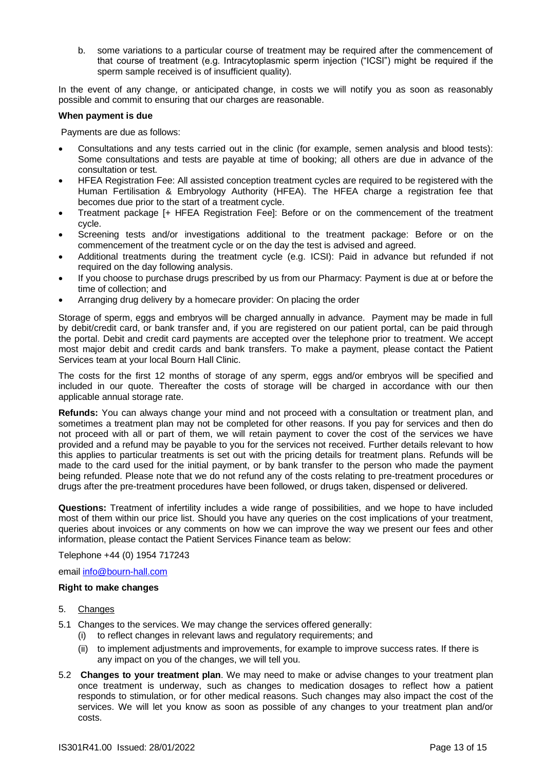b. some variations to a particular course of treatment may be required after the commencement of that course of treatment (e.g. Intracytoplasmic sperm injection ("ICSI") might be required if the sperm sample received is of insufficient quality).

In the event of any change, or anticipated change, in costs we will notify you as soon as reasonably possible and commit to ensuring that our charges are reasonable.

**When payment is due**

Payments are due as follows:

- Consultations and any tests carried out in the clinic (for example, semen analysis and blood tests): Some consultations and tests are payable at time of booking; all others are due in advance of the consultation or test.
- HFEA Registration Fee: All assisted conception treatment cycles are required to be registered with the Human Fertilisation & Embryology Authority (HFEA). The HFEA charge a registration fee that becomes due prior to the start of a treatment cycle.
- Treatment package [+ HFEA Registration Fee]: Before or on the commencement of the treatment cycle.
- Screening tests and/or investigations additional to the treatment package: Before or on the commencement of the treatment cycle or on the day the test is advised and agreed.
- Additional treatments during the treatment cycle (e.g. ICSI): Paid in advance but refunded if not required on the day following analysis.
- If you choose to purchase drugs prescribed by us from our Pharmacy: Payment is due at or before the time of collection; and
- Arranging drug delivery by a homecare provider: On placing the order

Storage of sperm, eggs and embryos will be charged annually in advance. Payment may be made in full by debit/credit card, or bank transfer and, if you are registered on our patient portal, can be paid through the portal. Debit and credit card payments are accepted over the telephone prior to treatment. We accept most major debit and credit cards and bank transfers. To make a payment, please contact the Patient Services team at your local Bourn Hall Clinic.

The costs for the first 12 months of storage of any sperm, eggs and/or embryos will be specified and included in our quote. Thereafter the costs of storage will be charged in accordance with our then applicable annual storage rate.

**Refunds:** You can always change your mind and not proceed with a consultation or treatment plan, and sometimes a treatment plan may not be completed for other reasons. If you pay for services and then do not proceed with all or part of them, we will retain payment to cover the cost of the services we have provided and a refund may be payable to you for the services not received. Further details relevant to how this applies to particular treatments is set out with the pricing details for treatment plans. Refunds will be made to the card used for the initial payment, or by bank transfer to the person who made the payment being refunded. Please note that we do not refund any of the costs relating to pre-treatment procedures or drugs after the pre-treatment procedures have been followed, or drugs taken, dispensed or delivered.

**Questions:** Treatment of infertility includes a wide range of possibilities, and we hope to have included most of them within our price list. Should you have any queries on the cost implications of your treatment, queries about invoices or any comments on how we can improve the way we present our fees and other information, please contact the Patient Services Finance team as below:

Telephone +44 (0) 1954 717243

email info@bourn-hall.com

**Right to make changes**

5. Changes

5.1 Changes to the services. We may change the services offered generally:
   (i) to reflect changes in relevant laws and regulatory requirements; and
   (ii) to implement adjustments and improvements, for example to improve success rates. If there is any impact on you of the changes, we will tell you.

5.2 **Changes to your treatment plan**. We may need to make or advise changes to your treatment plan once treatment is underway, such as changes to medication dosages to reflect how a patient responds to stimulation, or for other medical reasons. Such changes may also impact the cost of the services. We will let you know as soon as possible of any changes to your treatment plan and/or costs.

IS301R41.00 Issued: 28/01/2022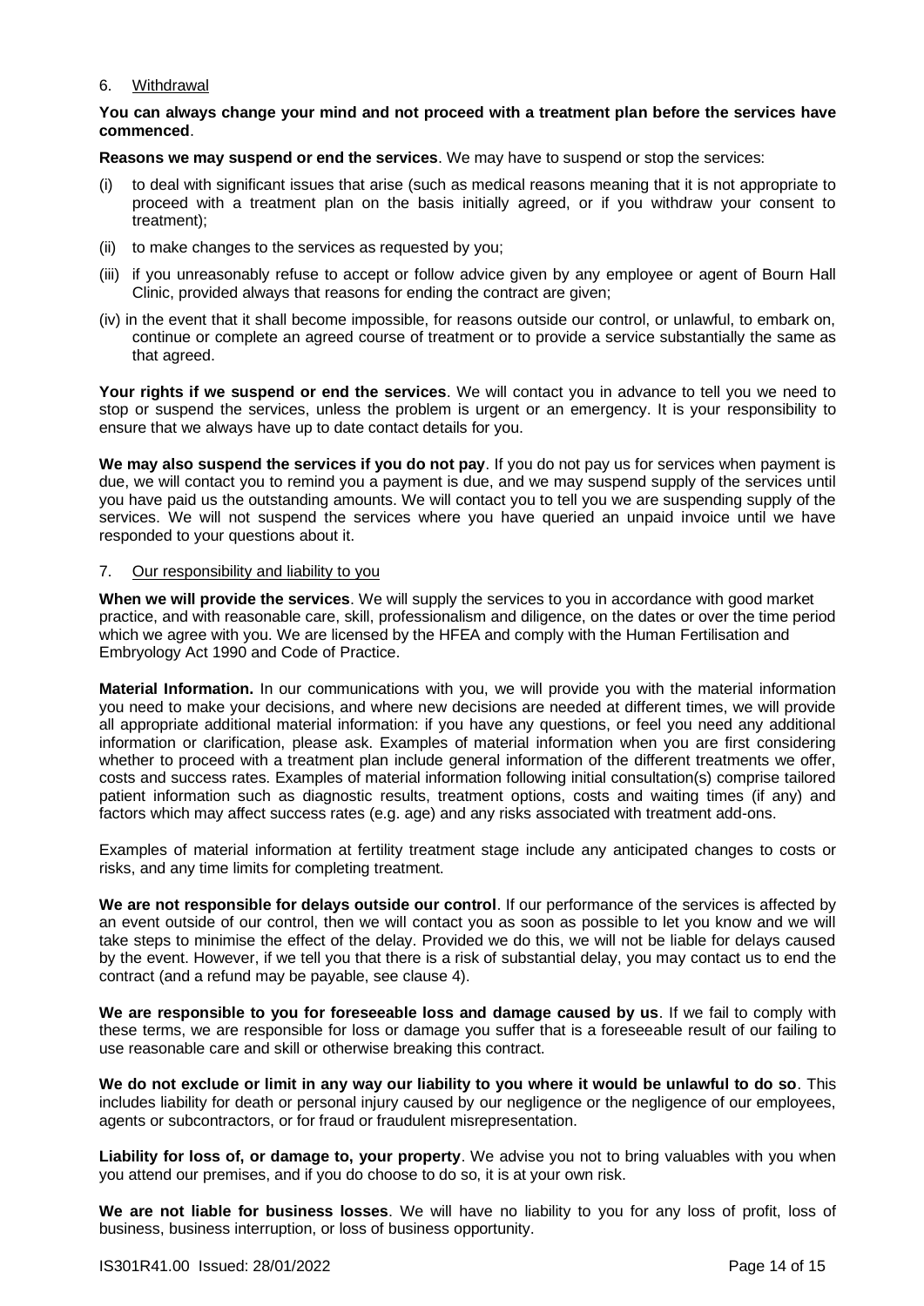## 6. Withdrawal

**You can always change your mind and not proceed with a treatment plan before the services have commenced**.

**Reasons we may suspend or end the services**. We may have to suspend or stop the services:

(i) to deal with significant issues that arise (such as medical reasons meaning that it is not appropriate to proceed with a treatment plan on the basis initially agreed, or if you withdraw your consent to treatment);

(ii) to make changes to the services as requested by you;

(iii) if you unreasonably refuse to accept or follow advice given by any employee or agent of Bourn Hall Clinic, provided always that reasons for ending the contract are given;

(iv) in the event that it shall become impossible, for reasons outside our control, or unlawful, to embark on, continue or complete an agreed course of treatment or to provide a service substantially the same as that agreed.

**Your rights if we suspend or end the services**. We will contact you in advance to tell you we need to stop or suspend the services, unless the problem is urgent or an emergency. It is your responsibility to ensure that we always have up to date contact details for you.

**We may also suspend the services if you do not pay**. If you do not pay us for services when payment is due, we will contact you to remind you a payment is due, and we may suspend supply of the services until you have paid us the outstanding amounts. We will contact you to tell you we are suspending supply of the services. We will not suspend the services where you have queried an unpaid invoice until we have responded to your questions about it.

## 7. Our responsibility and liability to you

**When we will provide the services**. We will supply the services to you in accordance with good market practice, and with reasonable care, skill, professionalism and diligence, on the dates or over the time period which we agree with you. We are licensed by the HFEA and comply with the Human Fertilisation and Embryology Act 1990 and Code of Practice.

**Material Information.** In our communications with you, we will provide you with the material information you need to make your decisions, and where new decisions are needed at different times, we will provide all appropriate additional material information: if you have any questions, or feel you need any additional information or clarification, please ask. Examples of material information when you are first considering whether to proceed with a treatment plan include general information of the different treatments we offer, costs and success rates. Examples of material information following initial consultation(s) comprise tailored patient information such as diagnostic results, treatment options, costs and waiting times (if any) and factors which may affect success rates (e.g. age) and any risks associated with treatment add-ons.

Examples of material information at fertility treatment stage include any anticipated changes to costs or risks, and any time limits for completing treatment.

**We are not responsible for delays outside our control**. If our performance of the services is affected by an event outside of our control, then we will contact you as soon as possible to let you know and we will take steps to minimise the effect of the delay. Provided we do this, we will not be liable for delays caused by the event. However, if we tell you that there is a risk of substantial delay, you may contact us to end the contract (and a refund may be payable, see clause 4).

**We are responsible to you for foreseeable loss and damage caused by us**. If we fail to comply with these terms, we are responsible for loss or damage you suffer that is a foreseeable result of our failing to use reasonable care and skill or otherwise breaking this contract.

**We do not exclude or limit in any way our liability to you where it would be unlawful to do so**. This includes liability for death or personal injury caused by our negligence or the negligence of our employees, agents or subcontractors, or for fraud or fraudulent misrepresentation.

**Liability for loss of, or damage to, your property**. We advise you not to bring valuables with you when you attend our premises, and if you do choose to do so, it is at your own risk.

**We are not liable for business losses**. We will have no liability to you for any loss of profit, loss of business, business interruption, or loss of business opportunity.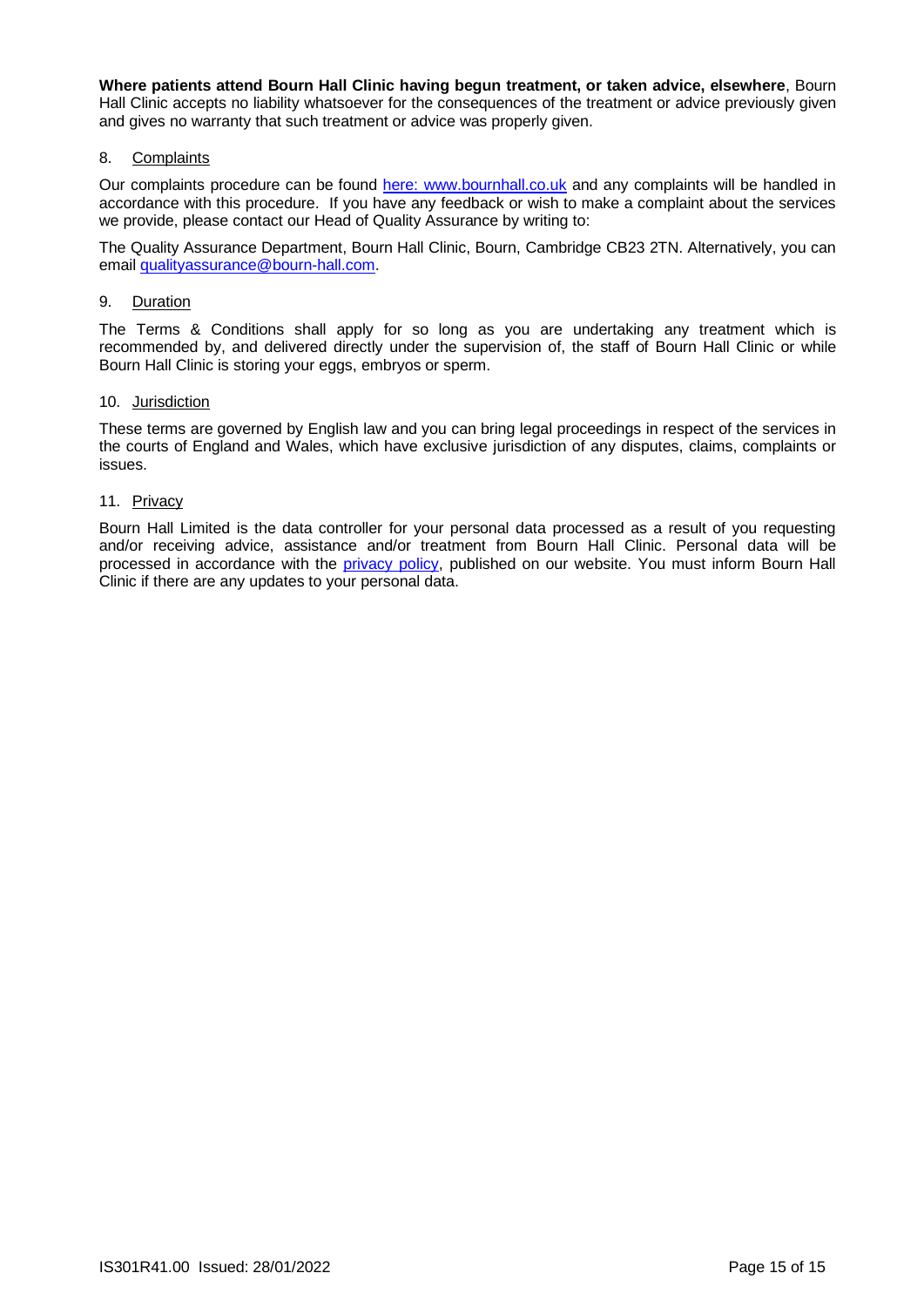**Where patients attend Bourn Hall Clinic having begun treatment, or taken advice, elsewhere**, Bourn Hall Clinic accepts no liability whatsoever for the consequences of the treatment or advice previously given and gives no warranty that such treatment or advice was properly given.

8. Complaints

Our complaints procedure can be found here: www.bournhall.co.uk and any complaints will be handled in accordance with this procedure. If you have any feedback or wish to make a complaint about the services we provide, please contact our Head of Quality Assurance by writing to:

The Quality Assurance Department, Bourn Hall Clinic, Bourn, Cambridge CB23 2TN. Alternatively, you can email qualityassurance@bourn-hall.com.

9. Duration

The Terms & Conditions shall apply for so long as you are undertaking any treatment which is recommended by, and delivered directly under the supervision of, the staff of Bourn Hall Clinic or while Bourn Hall Clinic is storing your eggs, embryos or sperm.

10. Jurisdiction

These terms are governed by English law and you can bring legal proceedings in respect of the services in the courts of England and Wales, which have exclusive jurisdiction of any disputes, claims, complaints or issues.

11. Privacy

Bourn Hall Limited is the data controller for your personal data processed as a result of you requesting and/or receiving advice, assistance and/or treatment from Bourn Hall Clinic. Personal data will be processed in accordance with the privacy policy, published on our website. You must inform Bourn Hall Clinic if there are any updates to your personal data.

IS301R41.00 Issued: 28/01/2022